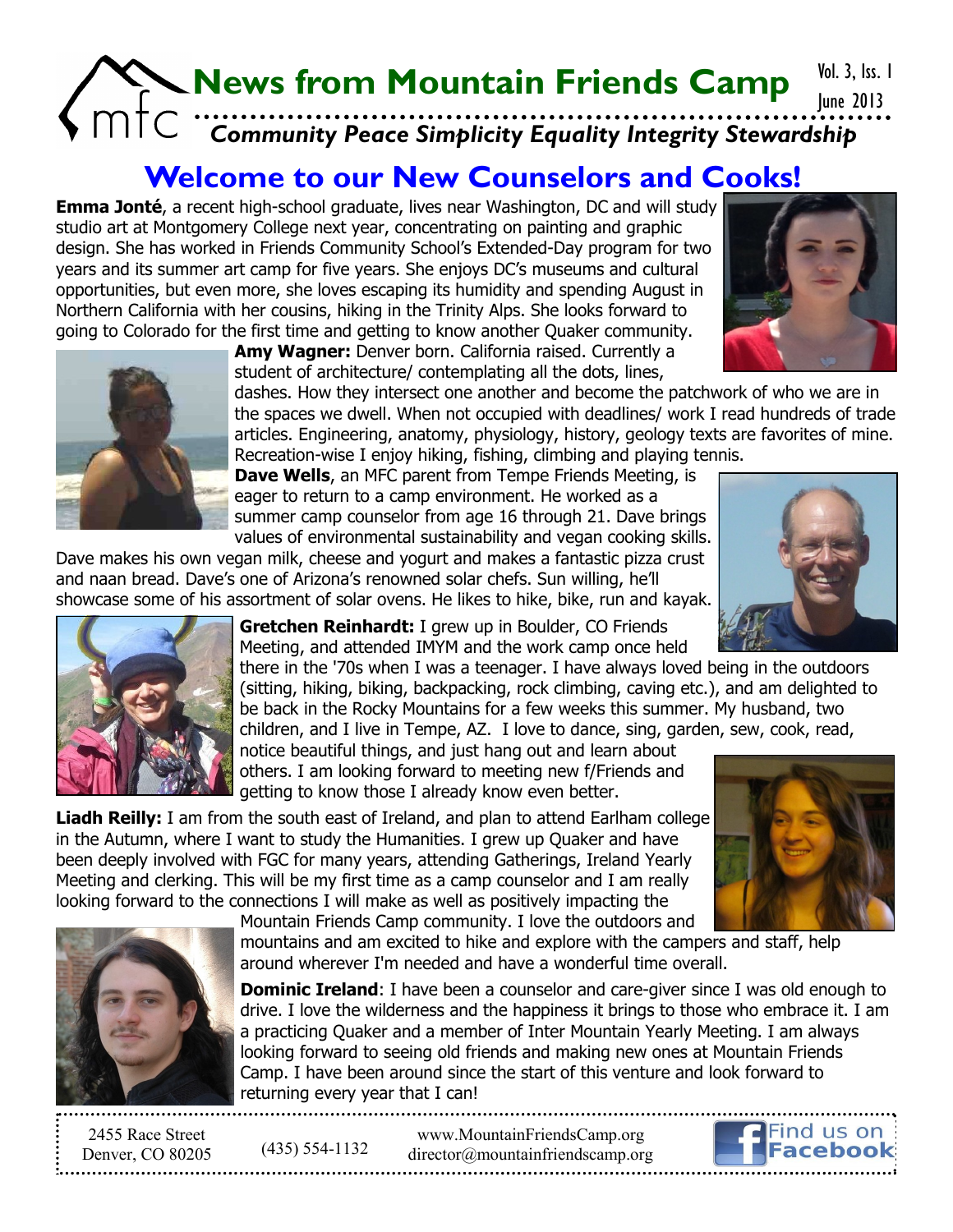# News from Mountain Friends Camp

Vol. 3, Iss. 1
June 2013

*Community Peace Simplicity Equality Integrity Stewardship*

## Welcome to our New Counselors and Cooks!

**Emma Jonté**, a recent high-school graduate, lives near Washington, DC and will study studio art at Montgomery College next year, concentrating on painting and graphic design. She has worked in Friends Community School's Extended-Day program for two years and its summer art camp for five years. She enjoys DC's museums and cultural opportunities, but even more, she loves escaping its humidity and spending August in Northern California with her cousins, hiking in the Trinity Alps. She looks forward to going to Colorado for the first time and getting to know another Quaker community.

**Amy Wagner:** Denver born. California raised. Currently a student of architecture/ contemplating all the dots, lines, dashes. How they intersect one another and become the patchwork of who we are in the spaces we dwell. When not occupied with deadlines/ work I read hundreds of trade articles. Engineering, anatomy, physiology, history, geology texts are favorites of mine. Recreation-wise I enjoy hiking, fishing, climbing and playing tennis.

**Dave Wells**, an MFC parent from Tempe Friends Meeting, is eager to return to a camp environment. He worked as a summer camp counselor from age 16 through 21. Dave brings values of environmental sustainability and vegan cooking skills. Dave makes his own vegan milk, cheese and yogurt and makes a fantastic pizza crust and naan bread. Dave's one of Arizona's renowned solar chefs. Sun willing, he'll showcase some of his assortment of solar ovens. He likes to hike, bike, run and kayak.

**Gretchen Reinhardt:** I grew up in Boulder, CO Friends Meeting, and attended IMYM and the work camp once held there in the '70s when I was a teenager. I have always loved being in the outdoors (sitting, hiking, biking, backpacking, rock climbing, caving etc.), and am delighted to be back in the Rocky Mountains for a few weeks this summer. My husband, two children, and I live in Tempe, AZ. I love to dance, sing, garden, sew, cook, read, notice beautiful things, and just hang out and learn about others. I am looking forward to meeting new f/Friends and getting to know those I already know even better.

**Liadh Reilly:** I am from the south east of Ireland, and plan to attend Earlham college in the Autumn, where I want to study the Humanities. I grew up Quaker and have been deeply involved with FGC for many years, attending Gatherings, Ireland Yearly Meeting and clerking. This will be my first time as a camp counselor and I am really looking forward to the connections I will make as well as positively impacting the Mountain Friends Camp community. I love the outdoors and mountains and am excited to hike and explore with the campers and staff, help around wherever I'm needed and have a wonderful time overall.

**Dominic Ireland**: I have been a counselor and care-giver since I was old enough to drive. I love the wilderness and the happiness it brings to those who embrace it. I am a practicing Quaker and a member of Inter Mountain Yearly Meeting. I am always looking forward to seeing old friends and making new ones at Mountain Friends Camp. I have been around since the start of this venture and look forward to returning every year that I can!

2455 Race Street
Denver, CO 80205

(435) 554-1132

www.MountainFriendsCamp.org
director@mountainfriendscamp.org

Find us on Facebook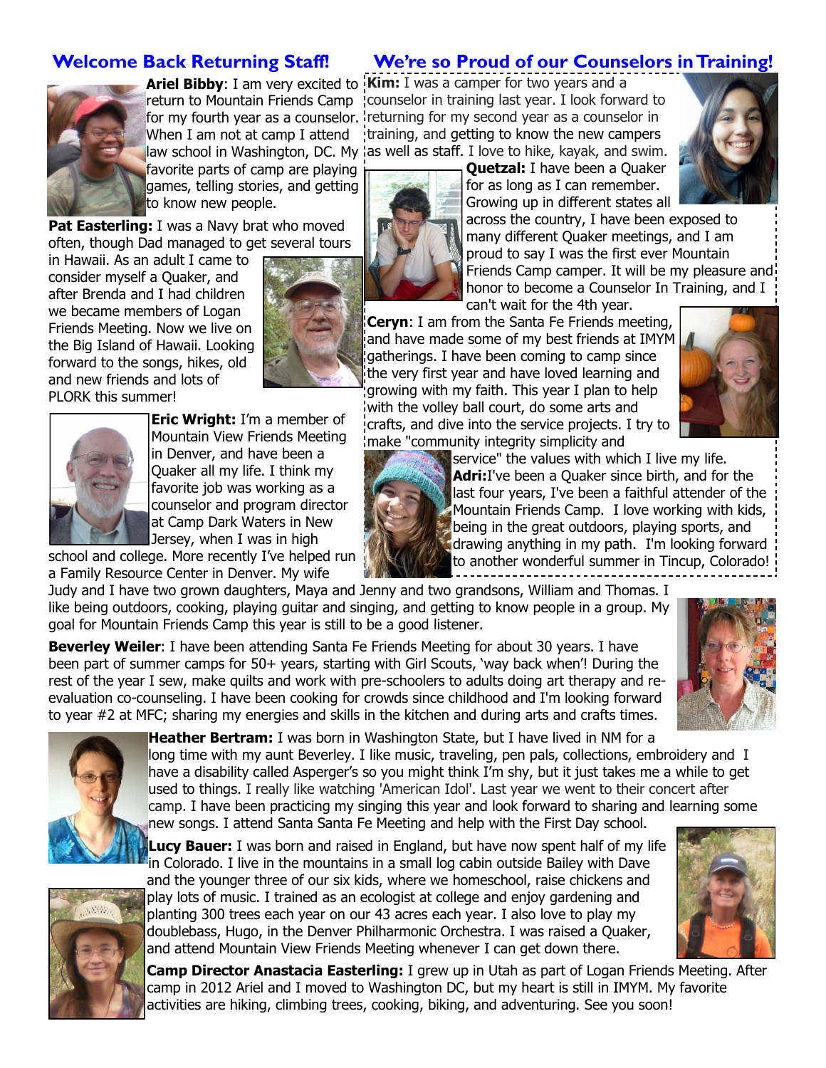## Welcome Back Returning Staff!

**Ariel Bibby**: I am very excited to return to Mountain Friends Camp for my fourth year as a counselor. When I am not at camp I attend law school in Washington, DC. My favorite parts of camp are playing games, telling stories, and getting to know new people.

**Pat Easterling:** I was a Navy brat who moved often, though Dad managed to get several tours in Hawaii. As an adult I came to consider myself a Quaker, and after Brenda and I had children we became members of Logan Friends Meeting. Now we live on the Big Island of Hawaii. Looking forward to the songs, hikes, old and new friends and lots of PLORK this summer!

**Eric Wright:** I'm a member of Mountain View Friends Meeting in Denver, and have been a Quaker all my life. I think my favorite job was working as a counselor and program director at Camp Dark Waters in New Jersey, when I was in high school and college. More recently I've helped run a Family Resource Center in Denver. My wife Judy and I have two grown daughters, Maya and Jenny and two grandsons, William and Thomas. I like being outdoors, cooking, playing guitar and singing, and getting to know people in a group. My goal for Mountain Friends Camp this year is still to be a good listener.

**Beverley Weiler**: I have been attending Santa Fe Friends Meeting for about 30 years. I have been part of summer camps for 50+ years, starting with Girl Scouts, 'way back when'! During the rest of the year I sew, make quilts and work with pre-schoolers to adults doing art therapy and re-evaluation co-counseling. I have been cooking for crowds since childhood and I'm looking forward to year #2 at MFC; sharing my energies and skills in the kitchen and during arts and crafts times.

**Heather Bertram:** I was born in Washington State, but I have lived in NM for a long time with my aunt Beverley. I like music, traveling, pen pals, collections, embroidery and I have a disability called Asperger's so you might think I'm shy, but it just takes me a while to get used to things. I really like watching 'American Idol'. Last year we went to their concert after camp. I have been practicing my singing this year and look forward to sharing and learning some new songs. I attend Santa Santa Fe Meeting and help with the First Day school.

**Lucy Bauer:** I was born and raised in England, but have now spent half of my life in Colorado. I live in the mountains in a small log cabin outside Bailey with Dave and the younger three of our six kids, where we homeschool, raise chickens and play lots of music. I trained as an ecologist at college and enjoy gardening and planting 300 trees each year on our 43 acres each year. I also love to play my doublebass, Hugo, in the Denver Philharmonic Orchestra. I was raised a Quaker, and attend Mountain View Friends Meeting whenever I can get down there.

**Camp Director Anastacia Easterling:** I grew up in Utah as part of Logan Friends Meeting. After camp in 2012 Ariel and I moved to Washington DC, but my heart is still in IMYM. My favorite activities are hiking, climbing trees, cooking, biking, and adventuring. See you soon!

## We're so Proud of our Counselors in Training!

**Kim:** I was a camper for two years and a counselor in training last year. I look forward to returning for my second year as a counselor in training, and getting to know the new campers as well as staff. I love to hike, kayak, and swim.

**Quetzal:** I have been a Quaker for as long as I can remember. Growing up in different states all across the country, I have been exposed to many different Quaker meetings, and I am proud to say I was the first ever Mountain Friends Camp camper. It will be my pleasure and honor to become a Counselor In Training, and I can't wait for the 4th year.

**Ceryn**: I am from the Santa Fe Friends meeting, and have made some of my best friends at IMYM gatherings. I have been coming to camp since the very first year and have loved learning and growing with my faith. This year I plan to help with the volley ball court, do some arts and crafts, and dive into the service projects. I try to make "community integrity simplicity and service" the values with which I live my life.

**Adri:**I've been a Quaker since birth, and for the last four years, I've been a faithful attender of the Mountain Friends Camp. I love working with kids, being in the great outdoors, playing sports, and drawing anything in my path. I'm looking forward to another wonderful summer in Tincup, Colorado!